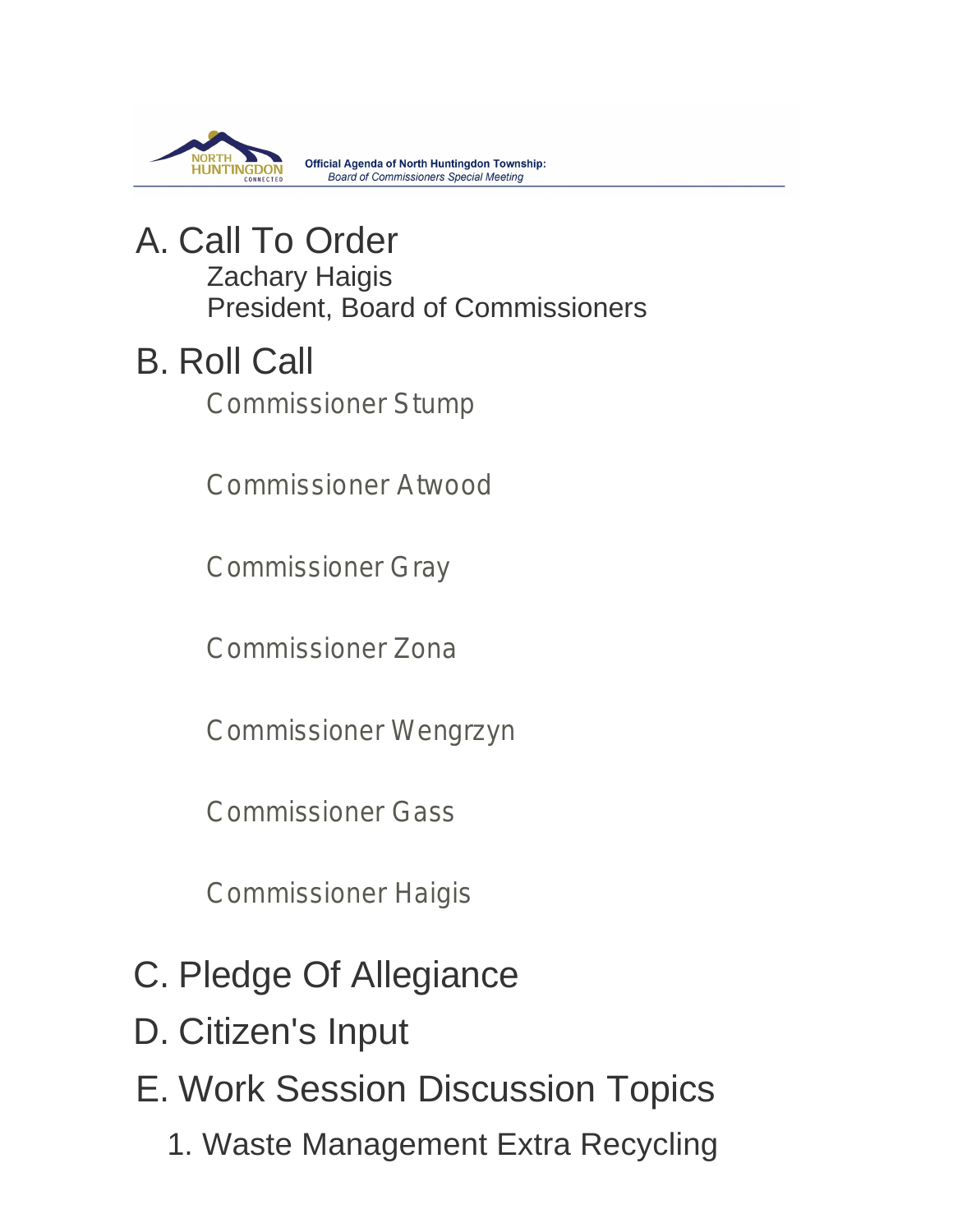**Official Agenda of North Huntingdon Township:**
*Board of Commissioners Special Meeting*

# A. Call To Order

Zachary Haigis
President, Board of Commissioners

# B. Roll Call

Commissioner Stump

Commissioner Atwood

Commissioner Gray

Commissioner Zona

Commissioner Wengrzyn

Commissioner Gass

Commissioner Haigis

# C. Pledge Of Allegiance

# D. Citizen's Input

# E. Work Session Discussion Topics

1. Waste Management Extra Recycling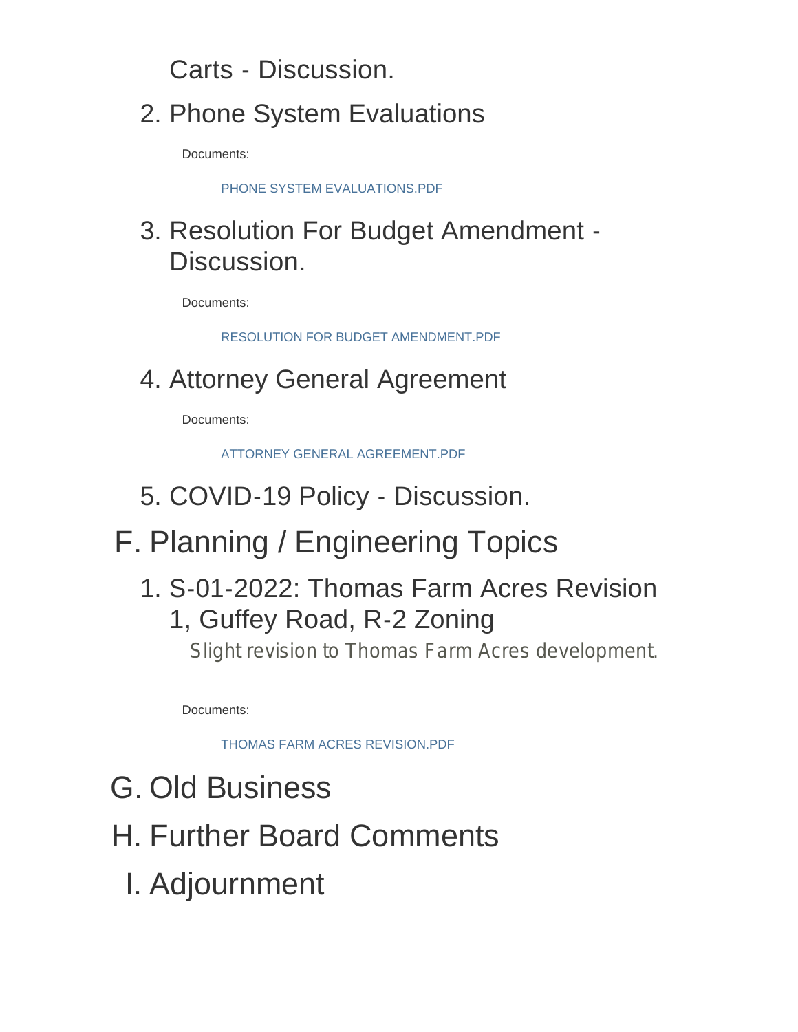Carts - Discussion.

2. Phone System Evaluations

   Documents:

   PHONE SYSTEM EVALUATIONS.PDF

3. Resolution For Budget Amendment - Discussion.

   Documents:

   RESOLUTION FOR BUDGET AMENDMENT.PDF

4. Attorney General Agreement

   Documents:

   ATTORNEY GENERAL AGREEMENT.PDF

5. COVID-19 Policy - Discussion.

## F. Planning / Engineering Topics

1. S-01-2022: Thomas Farm Acres Revision 1, Guffey Road, R-2 Zoning

   Slight revision to Thomas Farm Acres development.

   Documents:

   THOMAS FARM ACRES REVISION.PDF

## G. Old Business

## H. Further Board Comments

## I. Adjournment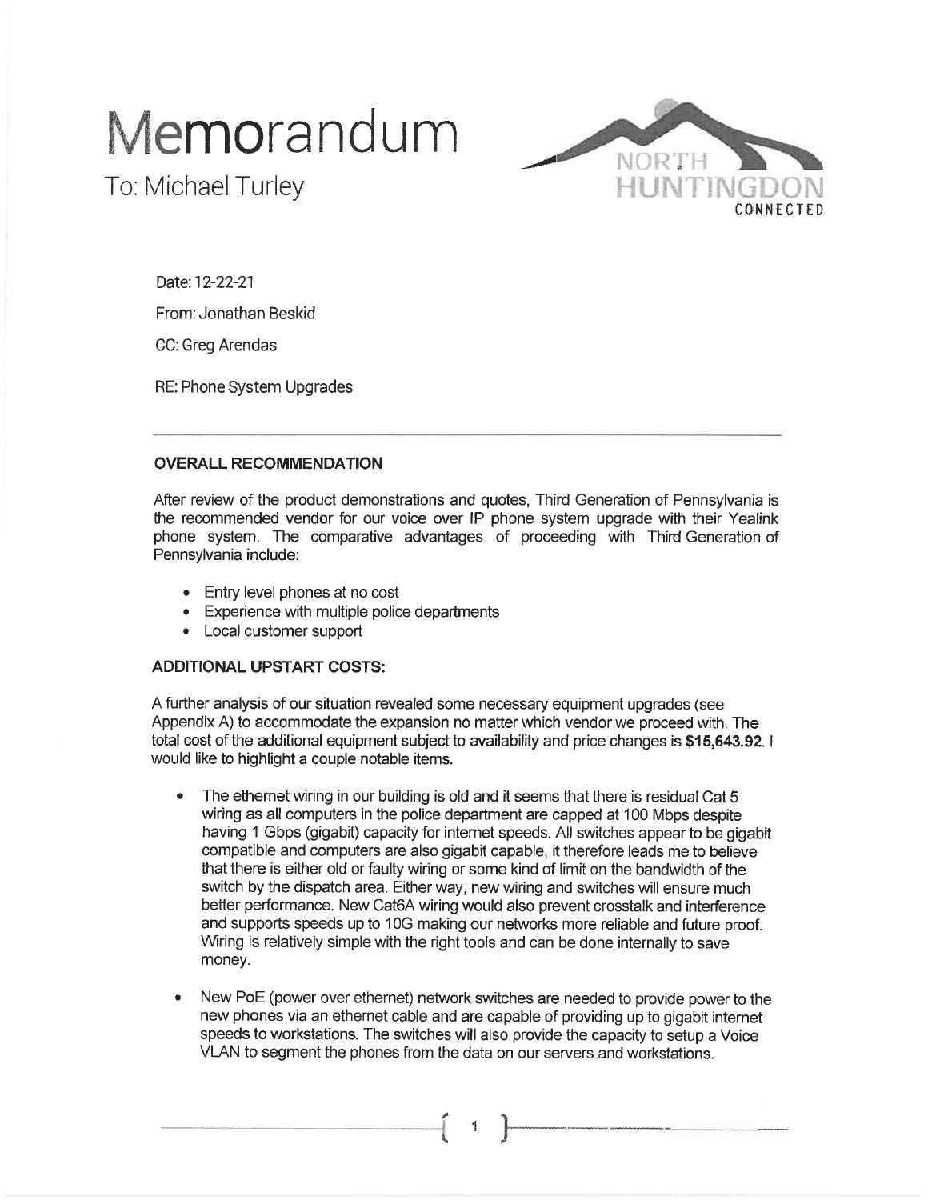# Memorandum

To: Michael Turley

NORTH HUNTINGDON CONNECTED

Date: 12-22-21

From: Jonathan Beskid

CC: Greg Arendas

RE: Phone System Upgrades

---

**OVERALL RECOMMENDATION**

After review of the product demonstrations and quotes, Third Generation of Pennsylvania is the recommended vendor for our voice over IP phone system upgrade with their Yealink phone system. The comparative advantages of proceeding with Third Generation of Pennsylvania include:

- Entry level phones at no cost
- Experience with multiple police departments
- Local customer support

**ADDITIONAL UPSTART COSTS:**

A further analysis of our situation revealed some necessary equipment upgrades (see Appendix A) to accommodate the expansion no matter which vendor we proceed with. The total cost of the additional equipment subject to availability and price changes is **$15,643.92**. I would like to highlight a couple notable items.

- The ethernet wiring in our building is old and it seems that there is residual Cat 5 wiring as all computers in the police department are capped at 100 Mbps despite having 1 Gbps (gigabit) capacity for internet speeds. All switches appear to be gigabit compatible and computers are also gigabit capable, it therefore leads me to believe that there is either old or faulty wiring or some kind of limit on the bandwidth of the switch by the dispatch area. Either way, new wiring and switches will ensure much better performance. New Cat6A wiring would also prevent crosstalk and interference and supports speeds up to 10G making our networks more reliable and future proof. Wiring is relatively simple with the right tools and can be done internally to save money.

- New PoE (power over ethernet) network switches are needed to provide power to the new phones via an ethernet cable and are capable of providing up to gigabit internet speeds to workstations. The switches will also provide the capacity to setup a Voice VLAN to segment the phones from the data on our servers and workstations.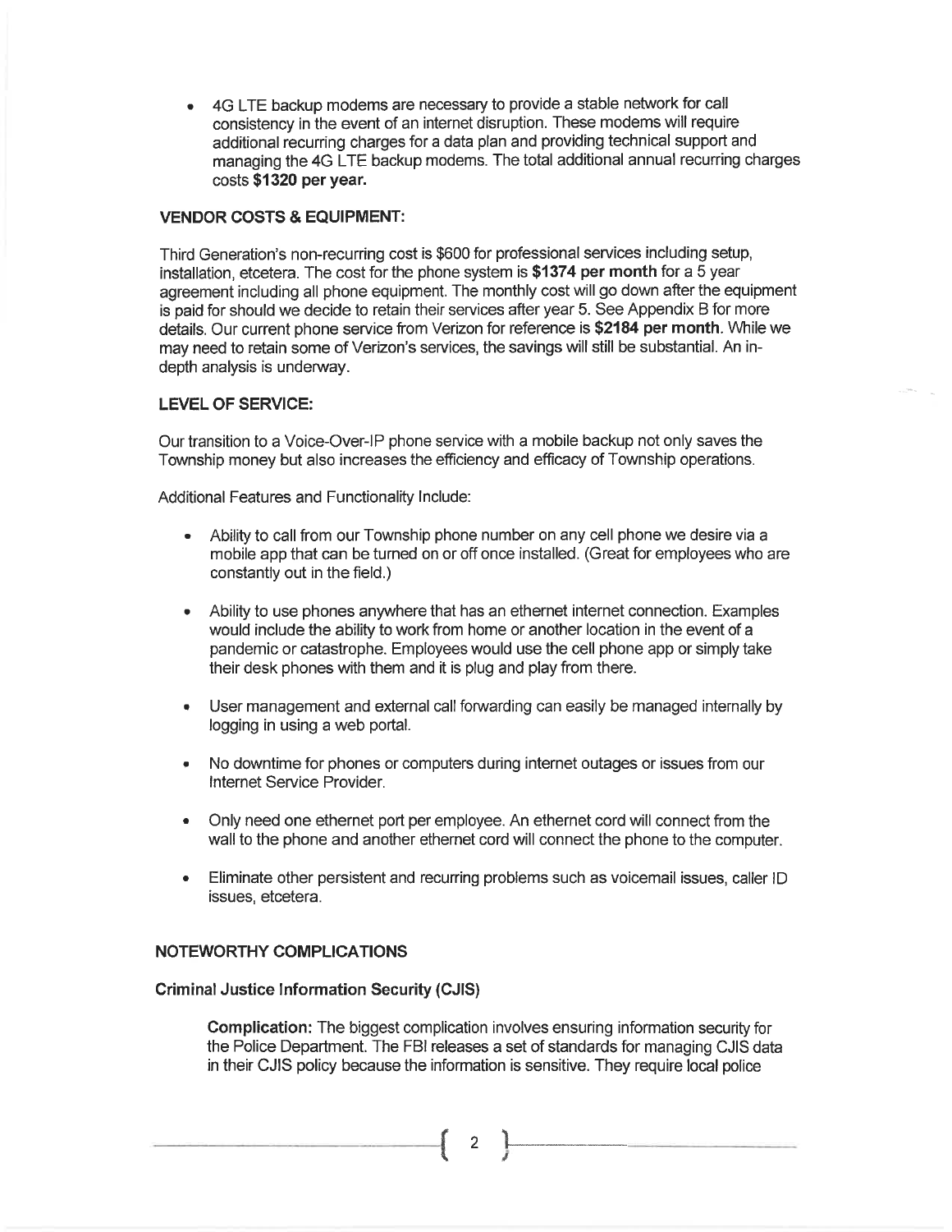- 4G LTE backup modems are necessary to provide a stable network for call consistency in the event of an internet disruption. These modems will require additional recurring charges for a data plan and providing technical support and managing the 4G LTE backup modems. The total additional annual recurring charges costs **$1320 per year.**

### VENDOR COSTS & EQUIPMENT:

Third Generation's non-recurring cost is $600 for professional services including setup, installation, etcetera. The cost for the phone system is **$1374 per month** for a 5 year agreement including all phone equipment. The monthly cost will go down after the equipment is paid for should we decide to retain their services after year 5. See Appendix B for more details. Our current phone service from Verizon for reference is **$2184 per month**. While we may need to retain some of Verizon's services, the savings will still be substantial. An in-depth analysis is underway.

### LEVEL OF SERVICE:

Our transition to a Voice-Over-IP phone service with a mobile backup not only saves the Township money but also increases the efficiency and efficacy of Township operations.

Additional Features and Functionality Include:

- Ability to call from our Township phone number on any cell phone we desire via a mobile app that can be turned on or off once installed. (Great for employees who are constantly out in the field.)
- Ability to use phones anywhere that has an ethernet internet connection. Examples would include the ability to work from home or another location in the event of a pandemic or catastrophe. Employees would use the cell phone app or simply take their desk phones with them and it is plug and play from there.
- User management and external call forwarding can easily be managed internally by logging in using a web portal.
- No downtime for phones or computers during internet outages or issues from our Internet Service Provider.
- Only need one ethernet port per employee. An ethernet cord will connect from the wall to the phone and another ethernet cord will connect the phone to the computer.
- Eliminate other persistent and recurring problems such as voicemail issues, caller ID issues, etcetera.

### NOTEWORTHY COMPLICATIONS

#### Criminal Justice Information Security (CJIS)

**Complication:** The biggest complication involves ensuring information security for the Police Department. The FBI releases a set of standards for managing CJIS data in their CJIS policy because the information is sensitive. They require local police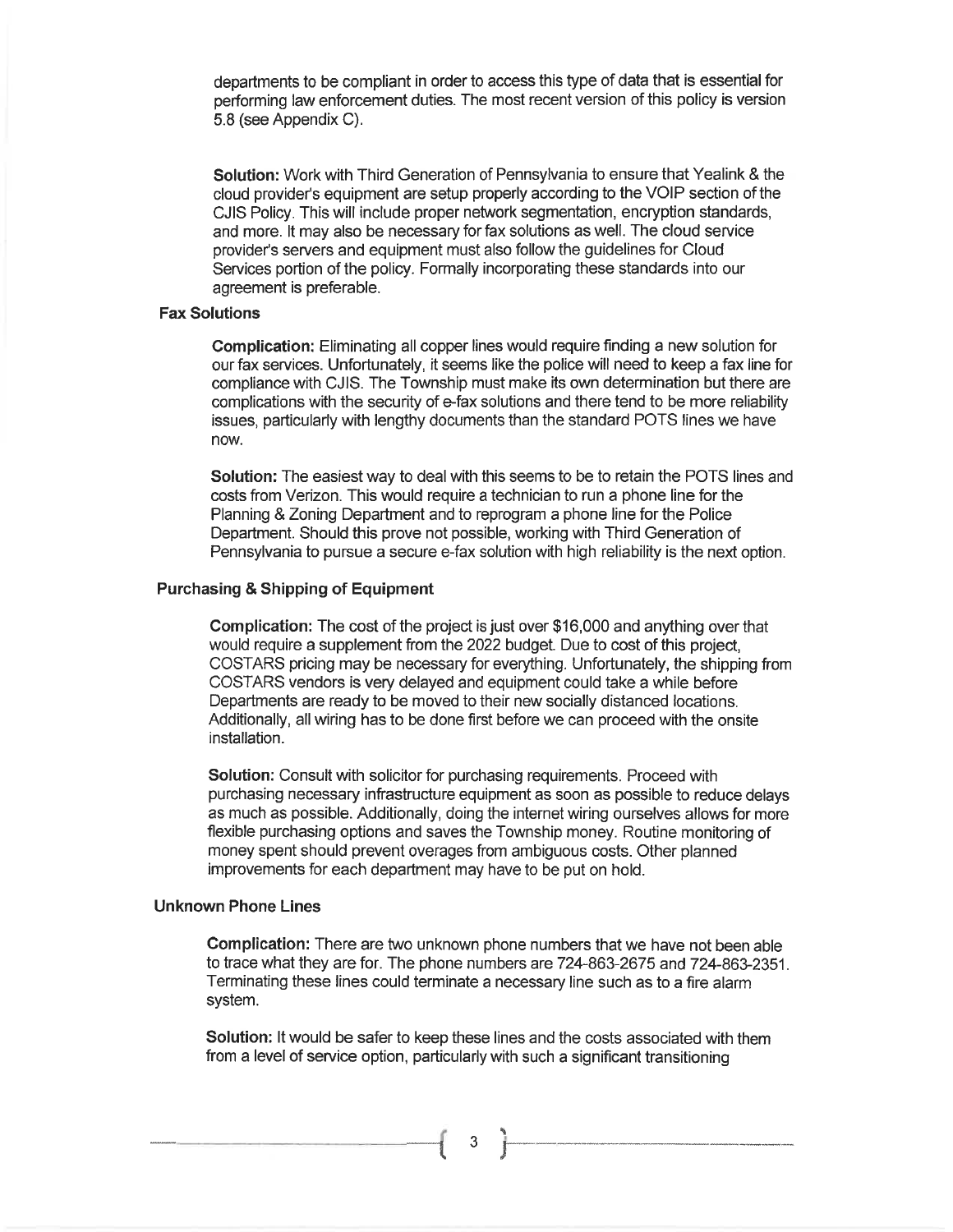departments to be compliant in order to access this type of data that is essential for performing law enforcement duties. The most recent version of this policy is version 5.8 (see Appendix C).

**Solution:** Work with Third Generation of Pennsylvania to ensure that Yealink & the cloud provider's equipment are setup properly according to the VOIP section of the CJIS Policy. This will include proper network segmentation, encryption standards, and more. It may also be necessary for fax solutions as well. The cloud service provider's servers and equipment must also follow the guidelines for Cloud Services portion of the policy. Formally incorporating these standards into our agreement is preferable.

### Fax Solutions

**Complication:** Eliminating all copper lines would require finding a new solution for our fax services. Unfortunately, it seems like the police will need to keep a fax line for compliance with CJIS. The Township must make its own determination but there are complications with the security of e-fax solutions and there tend to be more reliability issues, particularly with lengthy documents than the standard POTS lines we have now.

**Solution:** The easiest way to deal with this seems to be to retain the POTS lines and costs from Verizon. This would require a technician to run a phone line for the Planning & Zoning Department and to reprogram a phone line for the Police Department. Should this prove not possible, working with Third Generation of Pennsylvania to pursue a secure e-fax solution with high reliability is the next option.

### Purchasing & Shipping of Equipment

**Complication:** The cost of the project is just over $16,000 and anything over that would require a supplement from the 2022 budget. Due to cost of this project, COSTARS pricing may be necessary for everything. Unfortunately, the shipping from COSTARS vendors is very delayed and equipment could take a while before Departments are ready to be moved to their new socially distanced locations. Additionally, all wiring has to be done first before we can proceed with the onsite installation.

**Solution:** Consult with solicitor for purchasing requirements. Proceed with purchasing necessary infrastructure equipment as soon as possible to reduce delays as much as possible. Additionally, doing the internet wiring ourselves allows for more flexible purchasing options and saves the Township money. Routine monitoring of money spent should prevent overages from ambiguous costs. Other planned improvements for each department may have to be put on hold.

### Unknown Phone Lines

**Complication:** There are two unknown phone numbers that we have not been able to trace what they are for. The phone numbers are 724-863-2675 and 724-863-2351. Terminating these lines could terminate a necessary line such as to a fire alarm system.

**Solution:** It would be safer to keep these lines and the costs associated with them from a level of service option, particularly with such a significant transitioning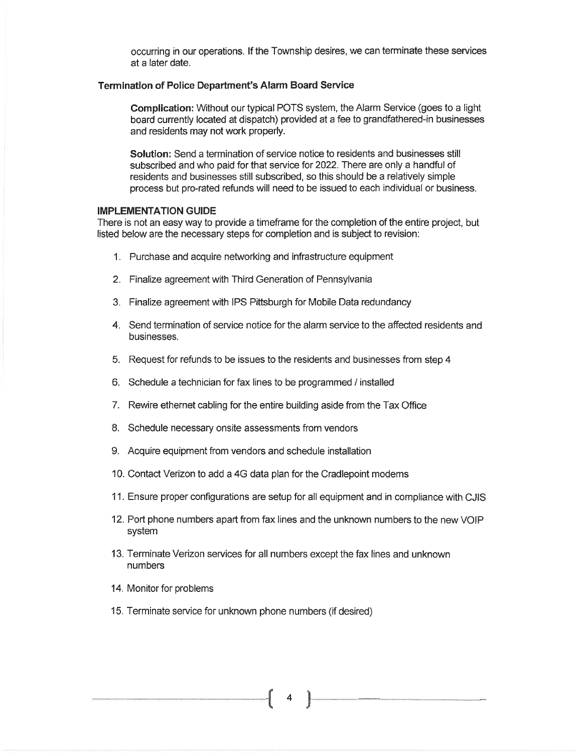occurring in our operations. If the Township desires, we can terminate these services at a later date.

**Termination of Police Department's Alarm Board Service**

**Complication:** Without our typical POTS system, the Alarm Service (goes to a light board currently located at dispatch) provided at a fee to grandfathered-in businesses and residents may not work properly.

**Solution:** Send a termination of service notice to residents and businesses still subscribed and who paid for that service for 2022. There are only a handful of residents and businesses still subscribed, so this should be a relatively simple process but pro-rated refunds will need to be issued to each individual or business.

**IMPLEMENTATION GUIDE**

There is not an easy way to provide a timeframe for the completion of the entire project, but listed below are the necessary steps for completion and is subject to revision:

1. Purchase and acquire networking and infrastructure equipment
2. Finalize agreement with Third Generation of Pennsylvania
3. Finalize agreement with IPS Pittsburgh for Mobile Data redundancy
4. Send termination of service notice for the alarm service to the affected residents and businesses.
5. Request for refunds to be issues to the residents and businesses from step 4
6. Schedule a technician for fax lines to be programmed / installed
7. Rewire ethernet cabling for the entire building aside from the Tax Office
8. Schedule necessary onsite assessments from vendors
9. Acquire equipment from vendors and schedule installation
10. Contact Verizon to add a 4G data plan for the Cradlepoint modems
11. Ensure proper configurations are setup for all equipment and in compliance with CJIS
12. Port phone numbers apart from fax lines and the unknown numbers to the new VOIP system
13. Terminate Verizon services for all numbers except the fax lines and unknown numbers
14. Monitor for problems
15. Terminate service for unknown phone numbers (if desired)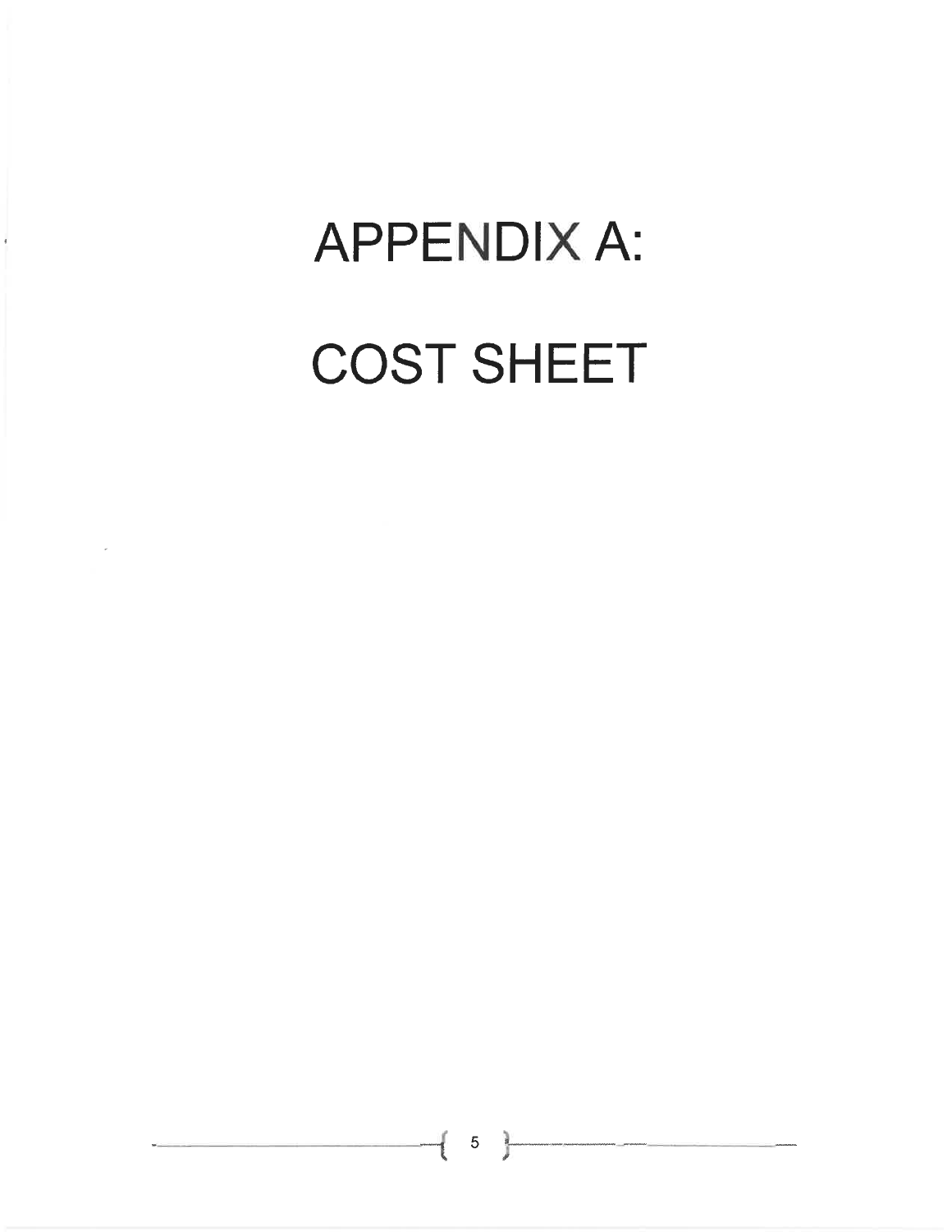# APPENDIX A:

# COST SHEET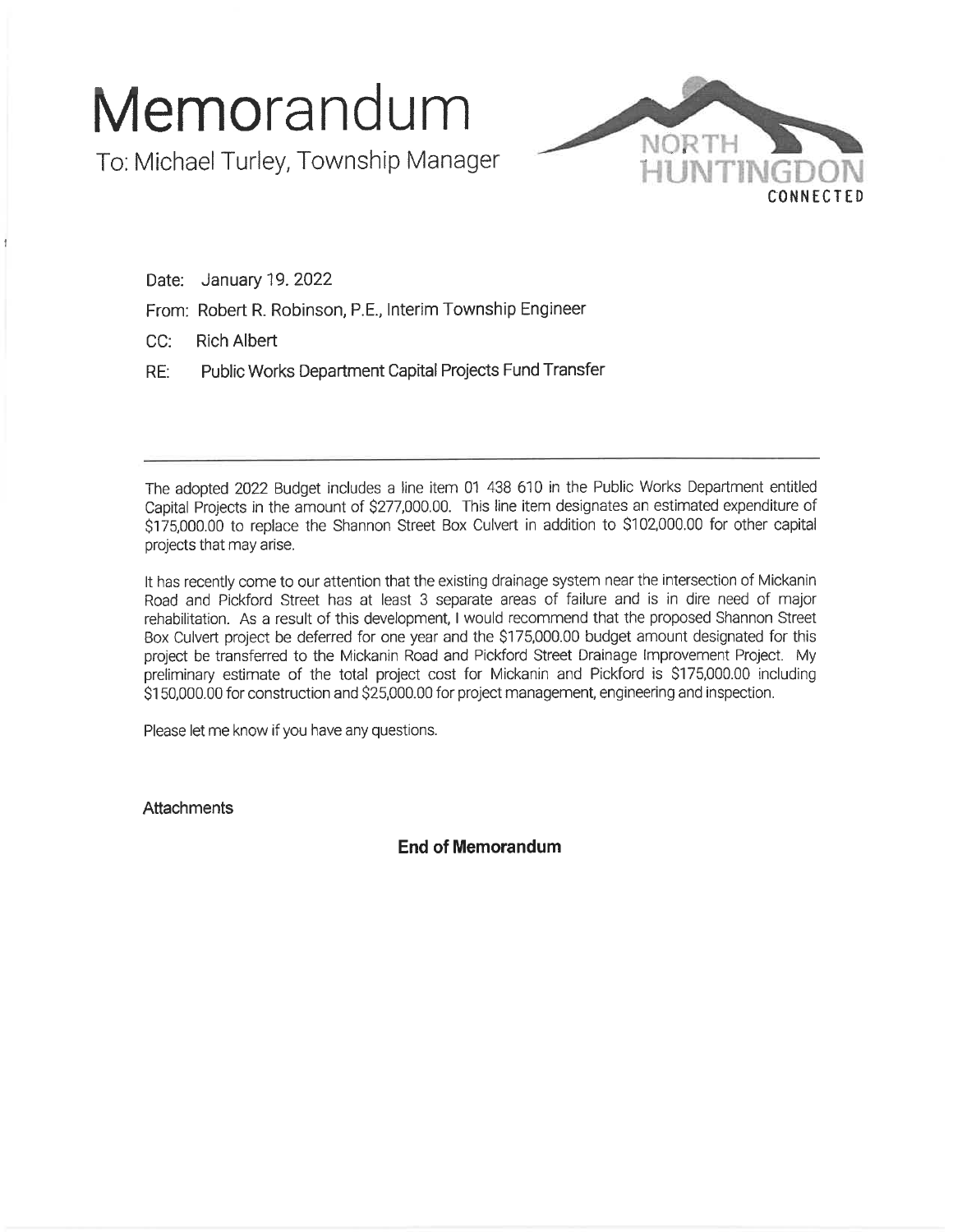# Memorandum

To: Michael Turley, Township Manager

NORTH HUNTINGDON CONNECTED

Date: January 19. 2022

From: Robert R. Robinson, P.E., Interim Township Engineer

CC: Rich Albert

RE: Public Works Department Capital Projects Fund Transfer

---

The adopted 2022 Budget includes a line item 01 438 610 in the Public Works Department entitled Capital Projects in the amount of $277,000.00. This line item designates an estimated expenditure of $175,000.00 to replace the Shannon Street Box Culvert in addition to $102,000.00 for other capital projects that may arise.

It has recently come to our attention that the existing drainage system near the intersection of Mickanin Road and Pickford Street has at least 3 separate areas of failure and is in dire need of major rehabilitation. As a result of this development, I would recommend that the proposed Shannon Street Box Culvert project be deferred for one year and the $175,000.00 budget amount designated for this project be transferred to the Mickanin Road and Pickford Street Drainage Improvement Project. My preliminary estimate of the total project cost for Mickanin and Pickford is $175,000.00 including $150,000.00 for construction and $25,000.00 for project management, engineering and inspection.

Please let me know if you have any questions.

Attachments

**End of Memorandum**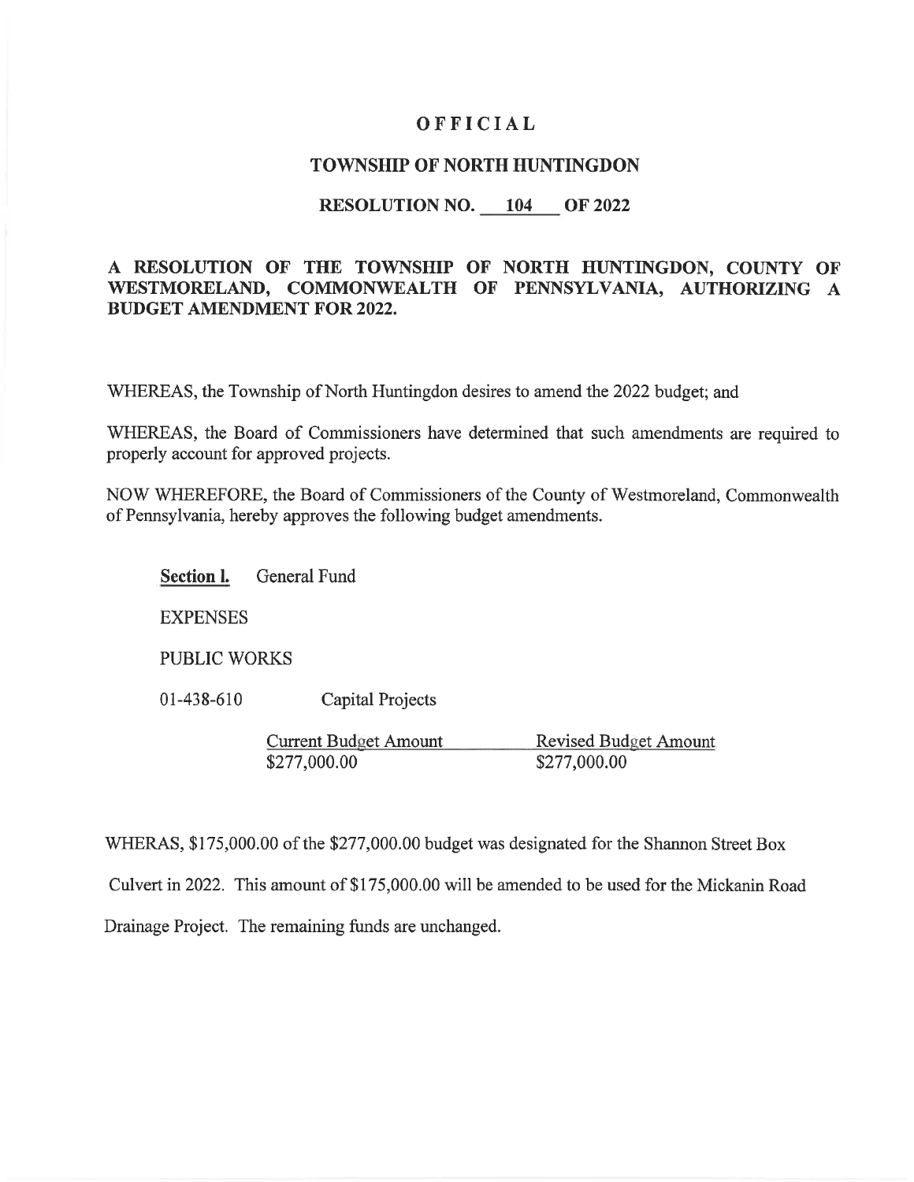# OFFICIAL

## TOWNSHIP OF NORTH HUNTINGDON

### RESOLUTION NO. 104 OF 2022

**A RESOLUTION OF THE TOWNSHIP OF NORTH HUNTINGDON, COUNTY OF WESTMORELAND, COMMONWEALTH OF PENNSYLVANIA, AUTHORIZING A BUDGET AMENDMENT FOR 2022.**

WHEREAS, the Township of North Huntingdon desires to amend the 2022 budget; and

WHEREAS, the Board of Commissioners have determined that such amendments are required to properly account for approved projects.

NOW WHEREFORE, the Board of Commissioners of the County of Westmoreland, Commonwealth of Pennsylvania, hereby approves the following budget amendments.

**Section l.** General Fund

EXPENSES

PUBLIC WORKS

01-438-610 Capital Projects

| Current Budget Amount | Revised Budget Amount |
|---|---|
| $277,000.00 | $277,000.00 |

WHERAS, $175,000.00 of the $277,000.00 budget was designated for the Shannon Street Box Culvert in 2022. This amount of $175,000.00 will be amended to be used for the Mickanin Road Drainage Project. The remaining funds are unchanged.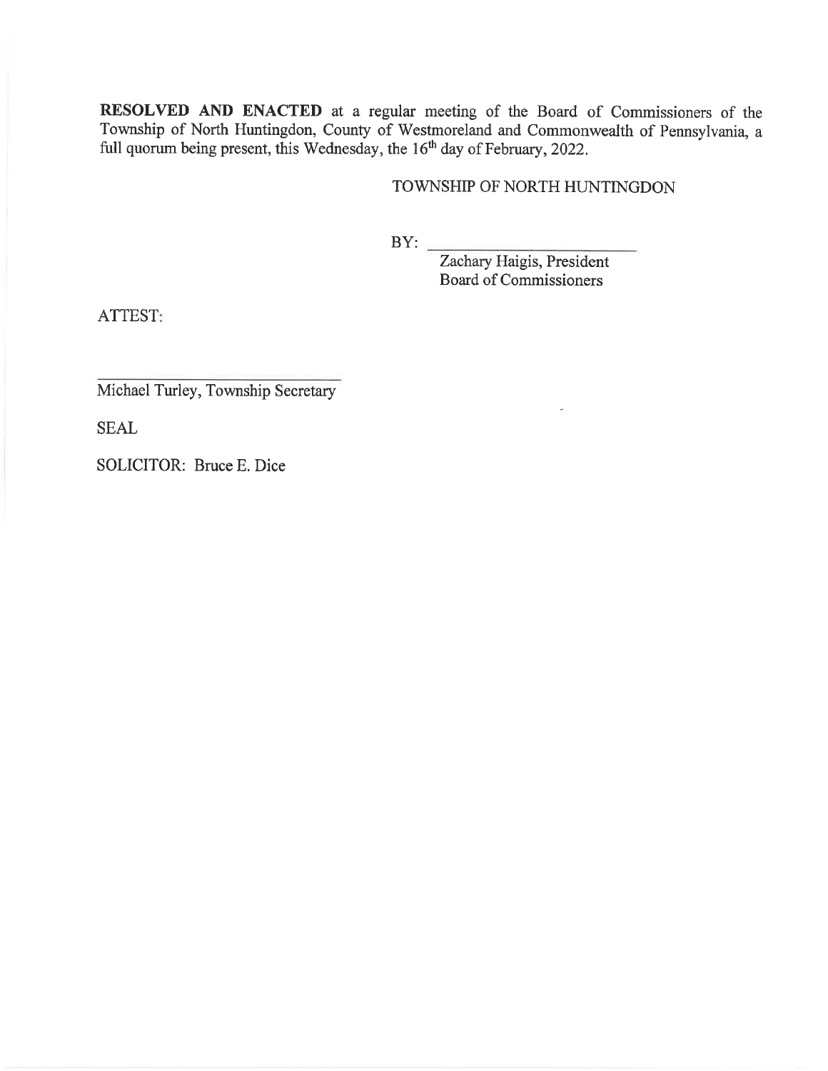**RESOLVED AND ENACTED** at a regular meeting of the Board of Commissioners of the Township of North Huntingdon, County of Westmoreland and Commonwealth of Pennsylvania, a full quorum being present, this Wednesday, the 16th day of February, 2022.

TOWNSHIP OF NORTH HUNTINGDON

BY: ______________________

Zachary Haigis, President
Board of Commissioners

ATTEST:

______________________

Michael Turley, Township Secretary

SEAL

SOLICITOR: Bruce E. Dice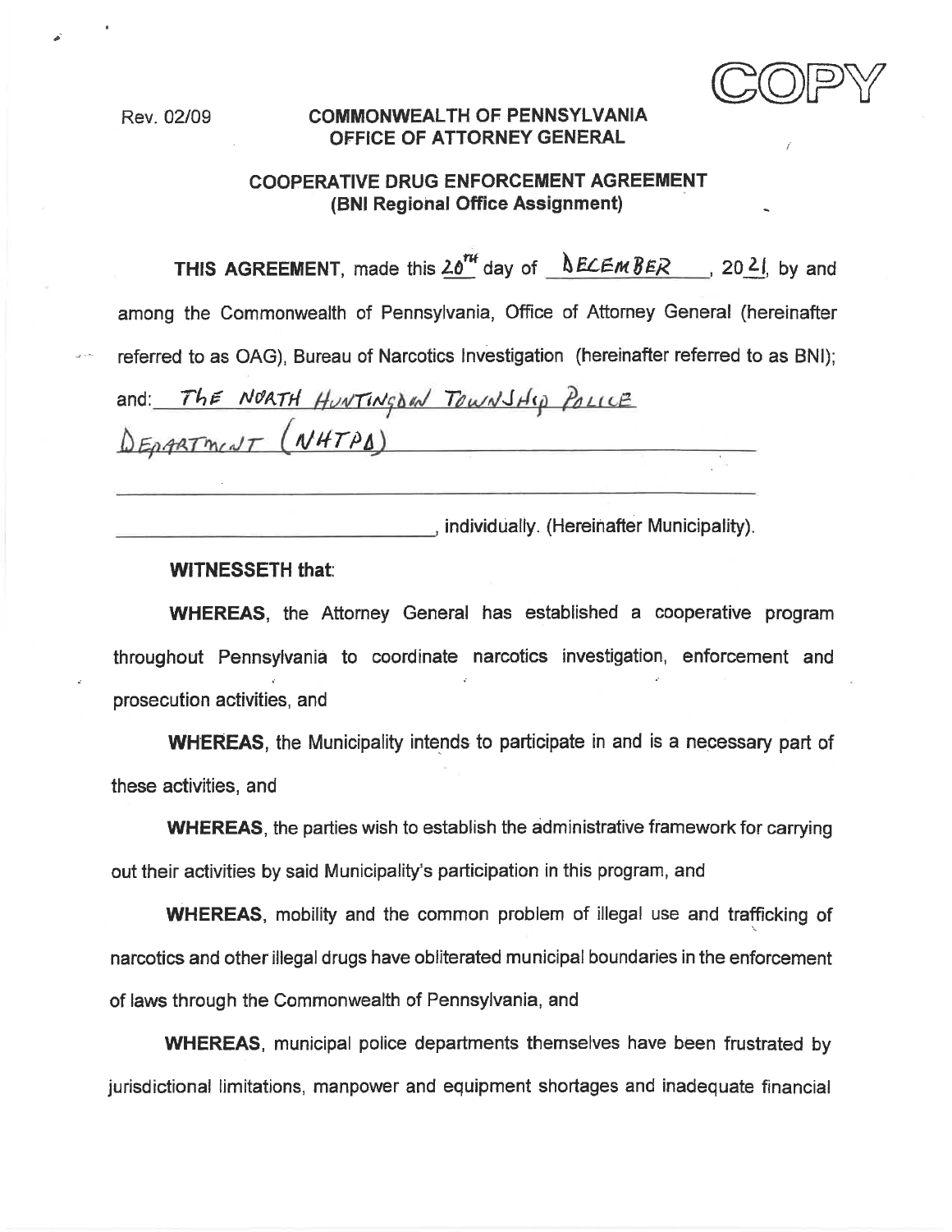COPY

Rev. 02/09

**COMMONWEALTH OF PENNSYLVANIA**
**OFFICE OF ATTORNEY GENERAL**

**COOPERATIVE DRUG ENFORCEMENT AGREEMENT**
**(BNI Regional Office Assignment)**

**THIS AGREEMENT**, made this 20TH day of DECEMBER, 2021, by and among the Commonwealth of Pennsylvania, Office of Attorney General (hereinafter referred to as OAG), Bureau of Narcotics Investigation (hereinafter referred to as BNI); and: THE NORTH HUNTINGDON TOWNSHIP POLICE DEPARTMENT (NHTPD)

_______________________________, individually. (Hereinafter Municipality).

**WITNESSETH that**:

**WHEREAS**, the Attorney General has established a cooperative program throughout Pennsylvania to coordinate narcotics investigation, enforcement and prosecution activities, and

**WHEREAS**, the Municipality intends to participate in and is a necessary part of these activities, and

**WHEREAS**, the parties wish to establish the administrative framework for carrying out their activities by said Municipality's participation in this program, and

**WHEREAS**, mobility and the common problem of illegal use and trafficking of narcotics and other illegal drugs have obliterated municipal boundaries in the enforcement of laws through the Commonwealth of Pennsylvania, and

**WHEREAS**, municipal police departments themselves have been frustrated by jurisdictional limitations, manpower and equipment shortages and inadequate financial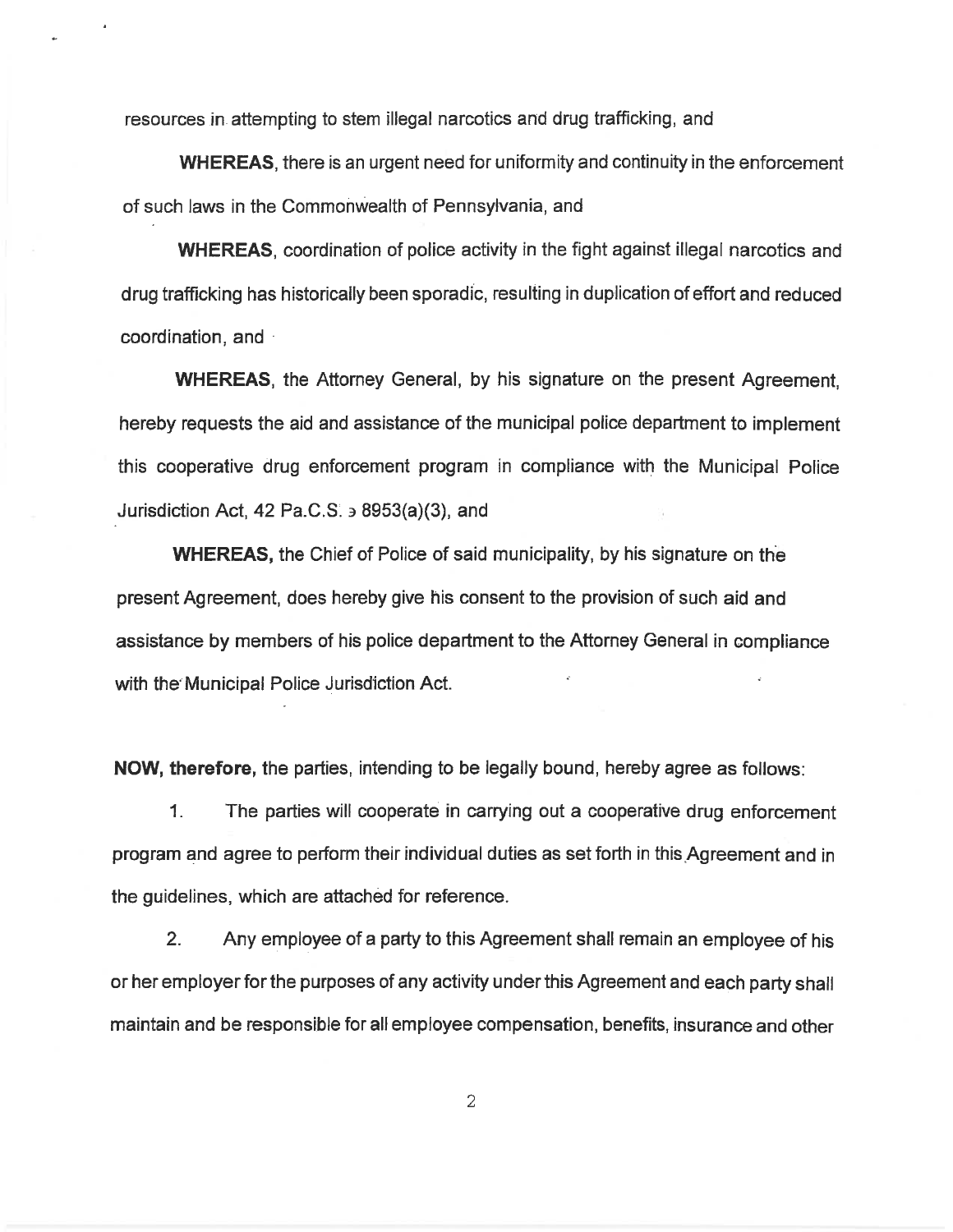resources in attempting to stem illegal narcotics and drug trafficking, and

**WHEREAS**, there is an urgent need for uniformity and continuity in the enforcement of such laws in the Commonwealth of Pennsylvania, and

**WHEREAS**, coordination of police activity in the fight against illegal narcotics and drug trafficking has historically been sporadic, resulting in duplication of effort and reduced coordination, and

**WHEREAS**, the Attorney General, by his signature on the present Agreement, hereby requests the aid and assistance of the municipal police department to implement this cooperative drug enforcement program in compliance with the Municipal Police Jurisdiction Act, 42 Pa.C.S. ∍ 8953(a)(3), and

**WHEREAS,** the Chief of Police of said municipality, by his signature on the present Agreement, does hereby give his consent to the provision of such aid and assistance by members of his police department to the Attorney General in compliance with the Municipal Police Jurisdiction Act.

**NOW, therefore,** the parties, intending to be legally bound, hereby agree as follows:

1. The parties will cooperate in carrying out a cooperative drug enforcement program and agree to perform their individual duties as set forth in this Agreement and in the guidelines, which are attached for reference.

2. Any employee of a party to this Agreement shall remain an employee of his or her employer for the purposes of any activity under this Agreement and each party shall maintain and be responsible for all employee compensation, benefits, insurance and other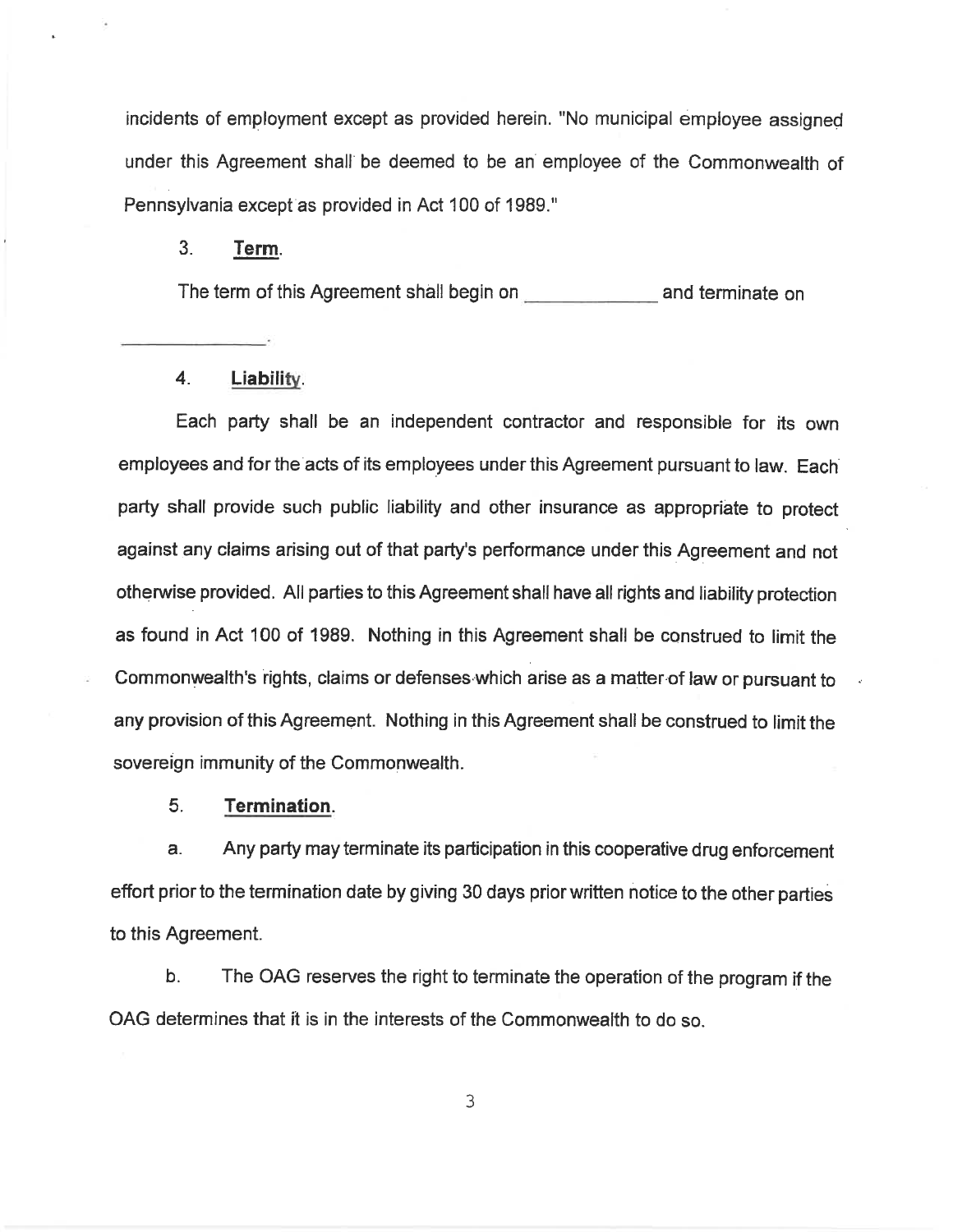incidents of employment except as provided herein. "No municipal employee assigned under this Agreement shall be deemed to be an employee of the Commonwealth of Pennsylvania except as provided in Act 100 of 1989."

3. **Term**.

The term of this Agreement shall begin on _____________ and terminate on _______________.

4. **Liability**.

Each party shall be an independent contractor and responsible for its own employees and for the acts of its employees under this Agreement pursuant to law. Each party shall provide such public liability and other insurance as appropriate to protect against any claims arising out of that party's performance under this Agreement and not otherwise provided. All parties to this Agreement shall have all rights and liability protection as found in Act 100 of 1989. Nothing in this Agreement shall be construed to limit the Commonwealth's rights, claims or defenses which arise as a matter of law or pursuant to any provision of this Agreement. Nothing in this Agreement shall be construed to limit the sovereign immunity of the Commonwealth.

5. **Termination**.

a. Any party may terminate its participation in this cooperative drug enforcement effort prior to the termination date by giving 30 days prior written notice to the other parties to this Agreement.

b. The OAG reserves the right to terminate the operation of the program if the OAG determines that it is in the interests of the Commonwealth to do so.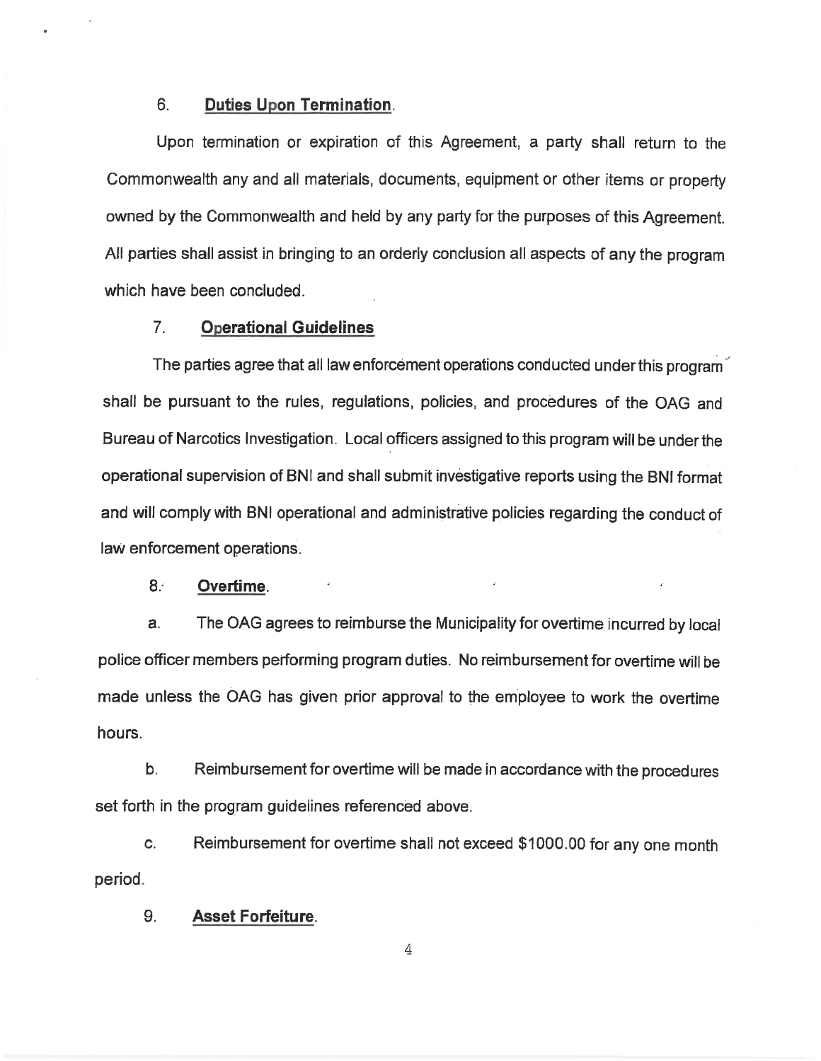6. **Duties Upon Termination**.

Upon termination or expiration of this Agreement, a party shall return to the Commonwealth any and all materials, documents, equipment or other items or property owned by the Commonwealth and held by any party for the purposes of this Agreement. All parties shall assist in bringing to an orderly conclusion all aspects of any the program which have been concluded.

7. **Operational Guidelines**

The parties agree that all law enforcement operations conducted under this program shall be pursuant to the rules, regulations, policies, and procedures of the OAG and Bureau of Narcotics Investigation. Local officers assigned to this program will be under the operational supervision of BNI and shall submit investigative reports using the BNI format and will comply with BNI operational and administrative policies regarding the conduct of law enforcement operations.

8. **Overtime**.

a. The OAG agrees to reimburse the Municipality for overtime incurred by local police officer members performing program duties. No reimbursement for overtime will be made unless the OAG has given prior approval to the employee to work the overtime hours.

b. Reimbursement for overtime will be made in accordance with the procedures set forth in the program guidelines referenced above.

c. Reimbursement for overtime shall not exceed $1000.00 for any one month period.

9. **Asset Forfeiture**.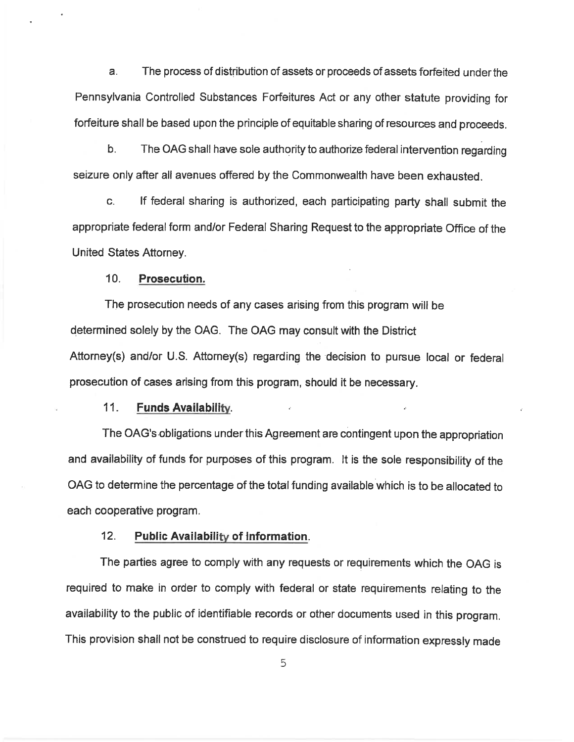a. The process of distribution of assets or proceeds of assets forfeited under the Pennsylvania Controlled Substances Forfeitures Act or any other statute providing for forfeiture shall be based upon the principle of equitable sharing of resources and proceeds.

b. The OAG shall have sole authority to authorize federal intervention regarding seizure only after all avenues offered by the Commonwealth have been exhausted.

c. If federal sharing is authorized, each participating party shall submit the appropriate federal form and/or Federal Sharing Request to the appropriate Office of the United States Attorney.

10. **Prosecution.**

The prosecution needs of any cases arising from this program will be determined solely by the OAG. The OAG may consult with the District Attorney(s) and/or U.S. Attorney(s) regarding the decision to pursue local or federal prosecution of cases arising from this program, should it be necessary.

11. **Funds Availability.**

The OAG's obligations under this Agreement are contingent upon the appropriation and availability of funds for purposes of this program. It is the sole responsibility of the OAG to determine the percentage of the total funding available which is to be allocated to each cooperative program.

12. **Public Availability of Information.**

The parties agree to comply with any requests or requirements which the OAG is required to make in order to comply with federal or state requirements relating to the availability to the public of identifiable records or other documents used in this program. This provision shall not be construed to require disclosure of information expressly made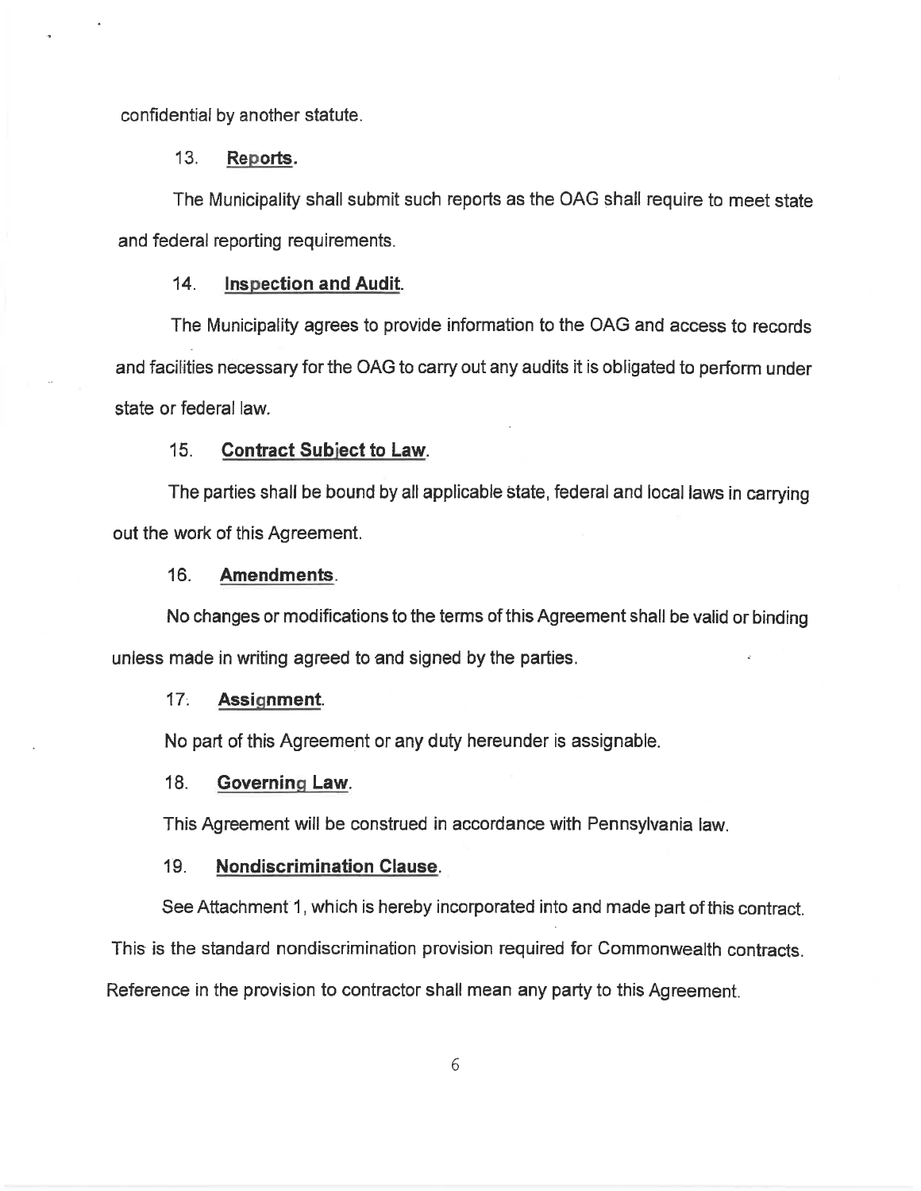confidential by another statute.

13. **Reports.**

The Municipality shall submit such reports as the OAG shall require to meet state and federal reporting requirements.

14. **Inspection and Audit.**

The Municipality agrees to provide information to the OAG and access to records and facilities necessary for the OAG to carry out any audits it is obligated to perform under state or federal law.

15. **Contract Subject to Law.**

The parties shall be bound by all applicable state, federal and local laws in carrying out the work of this Agreement.

16. **Amendments.**

No changes or modifications to the terms of this Agreement shall be valid or binding unless made in writing agreed to and signed by the parties.

17. **Assignment.**

No part of this Agreement or any duty hereunder is assignable.

18. **Governing Law.**

This Agreement will be construed in accordance with Pennsylvania law.

19. **Nondiscrimination Clause.**

See Attachment 1, which is hereby incorporated into and made part of this contract. This is the standard nondiscrimination provision required for Commonwealth contracts. Reference in the provision to contractor shall mean any party to this Agreement.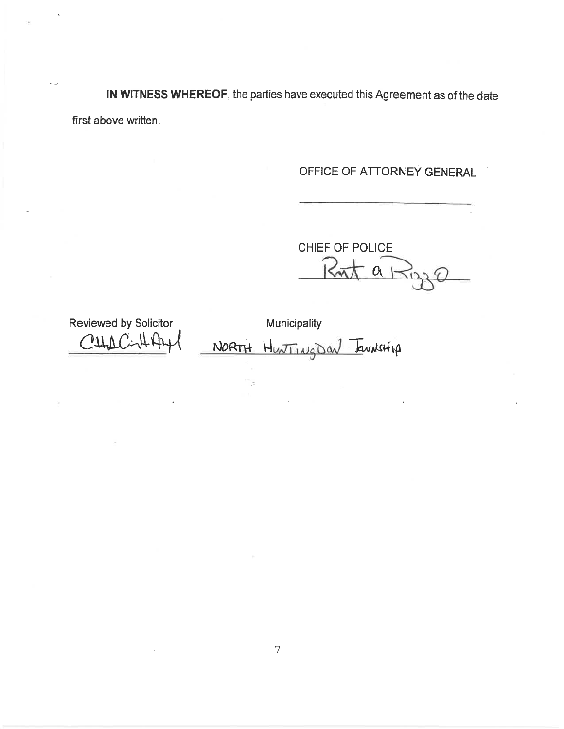**IN WITNESS WHEREOF**, the parties have executed this Agreement as of the date first above written.

OFFICE OF ATTORNEY GENERAL

\_\_\_\_\_\_\_\_\_\_\_\_\_\_\_\_\_\_\_\_\_\_\_\_\_\_\_\_

CHIEF OF POLICE

Robt a Rizzo

Reviewed by Solicitor

Municipality

NORTH HUNTINGDON TOWNSHIP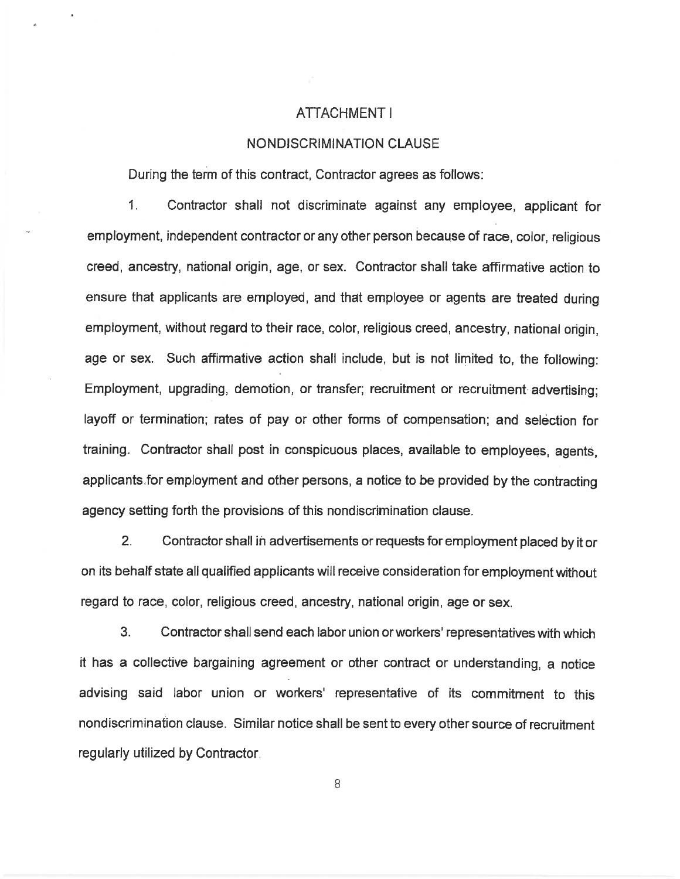# ATTACHMENT I

## NONDISCRIMINATION CLAUSE

During the term of this contract, Contractor agrees as follows:

1. Contractor shall not discriminate against any employee, applicant for employment, independent contractor or any other person because of race, color, religious creed, ancestry, national origin, age, or sex. Contractor shall take affirmative action to ensure that applicants are employed, and that employee or agents are treated during employment, without regard to their race, color, religious creed, ancestry, national origin, age or sex. Such affirmative action shall include, but is not limited to, the following: Employment, upgrading, demotion, or transfer; recruitment or recruitment advertising; layoff or termination; rates of pay or other forms of compensation; and selection for training. Contractor shall post in conspicuous places, available to employees, agents, applicants.for employment and other persons, a notice to be provided by the contracting agency setting forth the provisions of this nondiscrimination clause.

2. Contractor shall in advertisements or requests for employment placed by it or on its behalf state all qualified applicants will receive consideration for employment without regard to race, color, religious creed, ancestry, national origin, age or sex.

3. Contractor shall send each labor union or workers' representatives with which it has a collective bargaining agreement or other contract or understanding, a notice advising said labor union or workers' representative of its commitment to this nondiscrimination clause. Similar notice shall be sent to every other source of recruitment regularly utilized by Contractor.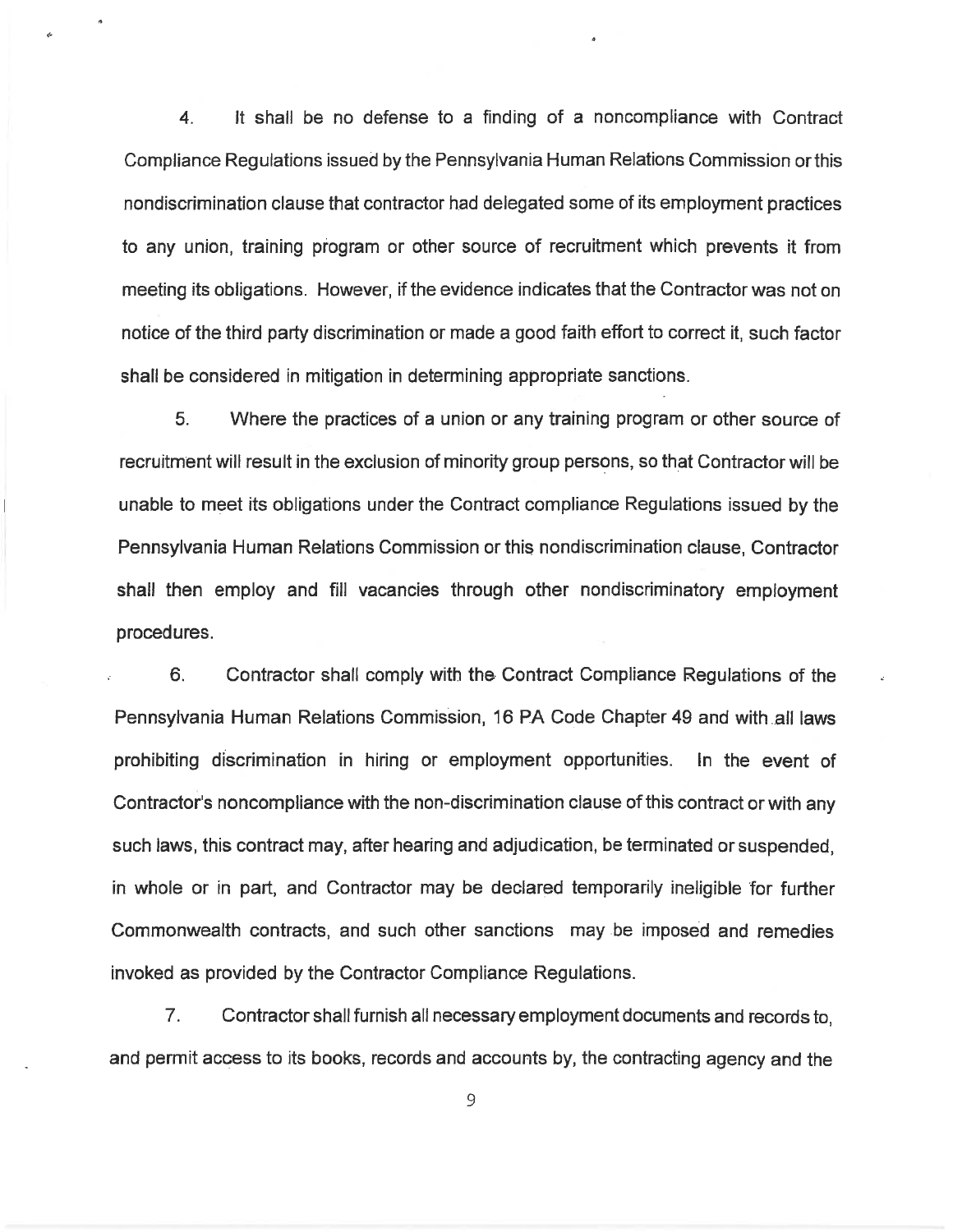4. It shall be no defense to a finding of a noncompliance with Contract Compliance Regulations issued by the Pennsylvania Human Relations Commission or this nondiscrimination clause that contractor had delegated some of its employment practices to any union, training program or other source of recruitment which prevents it from meeting its obligations. However, if the evidence indicates that the Contractor was not on notice of the third party discrimination or made a good faith effort to correct it, such factor shall be considered in mitigation in determining appropriate sanctions.

5. Where the practices of a union or any training program or other source of recruitment will result in the exclusion of minority group persons, so that Contractor will be unable to meet its obligations under the Contract compliance Regulations issued by the Pennsylvania Human Relations Commission or this nondiscrimination clause, Contractor shall then employ and fill vacancies through other nondiscriminatory employment procedures.

6. Contractor shall comply with the Contract Compliance Regulations of the Pennsylvania Human Relations Commission, 16 PA Code Chapter 49 and with all laws prohibiting discrimination in hiring or employment opportunities. In the event of Contractor's noncompliance with the non-discrimination clause of this contract or with any such laws, this contract may, after hearing and adjudication, be terminated or suspended, in whole or in part, and Contractor may be declared temporarily ineligible for further Commonwealth contracts, and such other sanctions may be imposed and remedies invoked as provided by the Contractor Compliance Regulations.

7. Contractor shall furnish all necessary employment documents and records to, and permit access to its books, records and accounts by, the contracting agency and the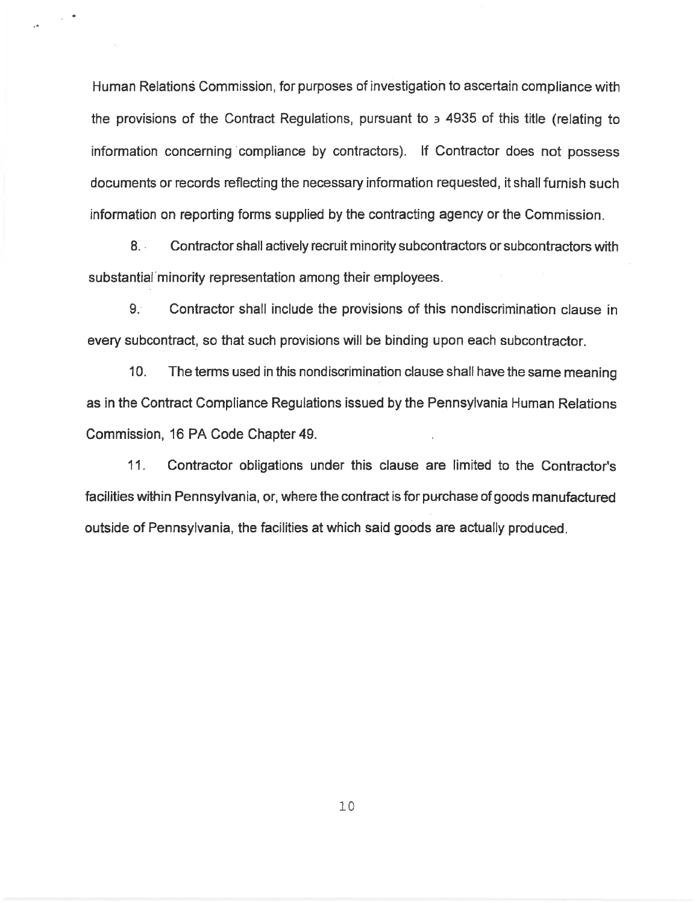Human Relations Commission, for purposes of investigation to ascertain compliance with the provisions of the Contract Regulations, pursuant to з 4935 of this title (relating to information concerning compliance by contractors). If Contractor does not possess documents or records reflecting the necessary information requested, it shall furnish such information on reporting forms supplied by the contracting agency or the Commission.

8. Contractor shall actively recruit minority subcontractors or subcontractors with substantial minority representation among their employees.

9. Contractor shall include the provisions of this nondiscrimination clause in every subcontract, so that such provisions will be binding upon each subcontractor.

10. The terms used in this nondiscrimination clause shall have the same meaning as in the Contract Compliance Regulations issued by the Pennsylvania Human Relations Commission, 16 PA Code Chapter 49.

11. Contractor obligations under this clause are limited to the Contractor's facilities within Pennsylvania, or, where the contract is for purchase of goods manufactured outside of Pennsylvania, the facilities at which said goods are actually produced.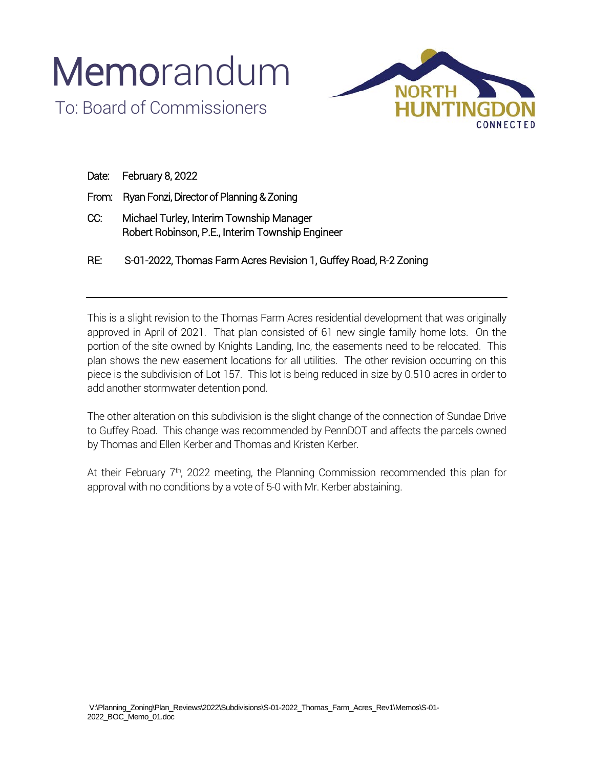# Memorandum

To: Board of Commissioners

NORTH HUNTINGDON CONNECTED

Date: February 8, 2022

From: Ryan Fonzi, Director of Planning & Zoning

CC: Michael Turley, Interim Township Manager
Robert Robinson, P.E., Interim Township Engineer

RE: S-01-2022, Thomas Farm Acres Revision 1, Guffey Road, R-2 Zoning

---

This is a slight revision to the Thomas Farm Acres residential development that was originally approved in April of 2021. That plan consisted of 61 new single family home lots. On the portion of the site owned by Knights Landing, Inc, the easements need to be relocated. This plan shows the new easement locations for all utilities. The other revision occurring on this piece is the subdivision of Lot 157. This lot is being reduced in size by 0.510 acres in order to add another stormwater detention pond.

The other alteration on this subdivision is the slight change of the connection of Sundae Drive to Guffey Road. This change was recommended by PennDOT and affects the parcels owned by Thomas and Ellen Kerber and Thomas and Kristen Kerber.

At their February 7th, 2022 meeting, the Planning Commission recommended this plan for approval with no conditions by a vote of 5-0 with Mr. Kerber abstaining.

V:\Planning_Zoning\Plan_Reviews\2022\Subdivisions\S-01-2022_Thomas_Farm_Acres_Rev1\Memos\S-01-2022_BOC_Memo_01.doc